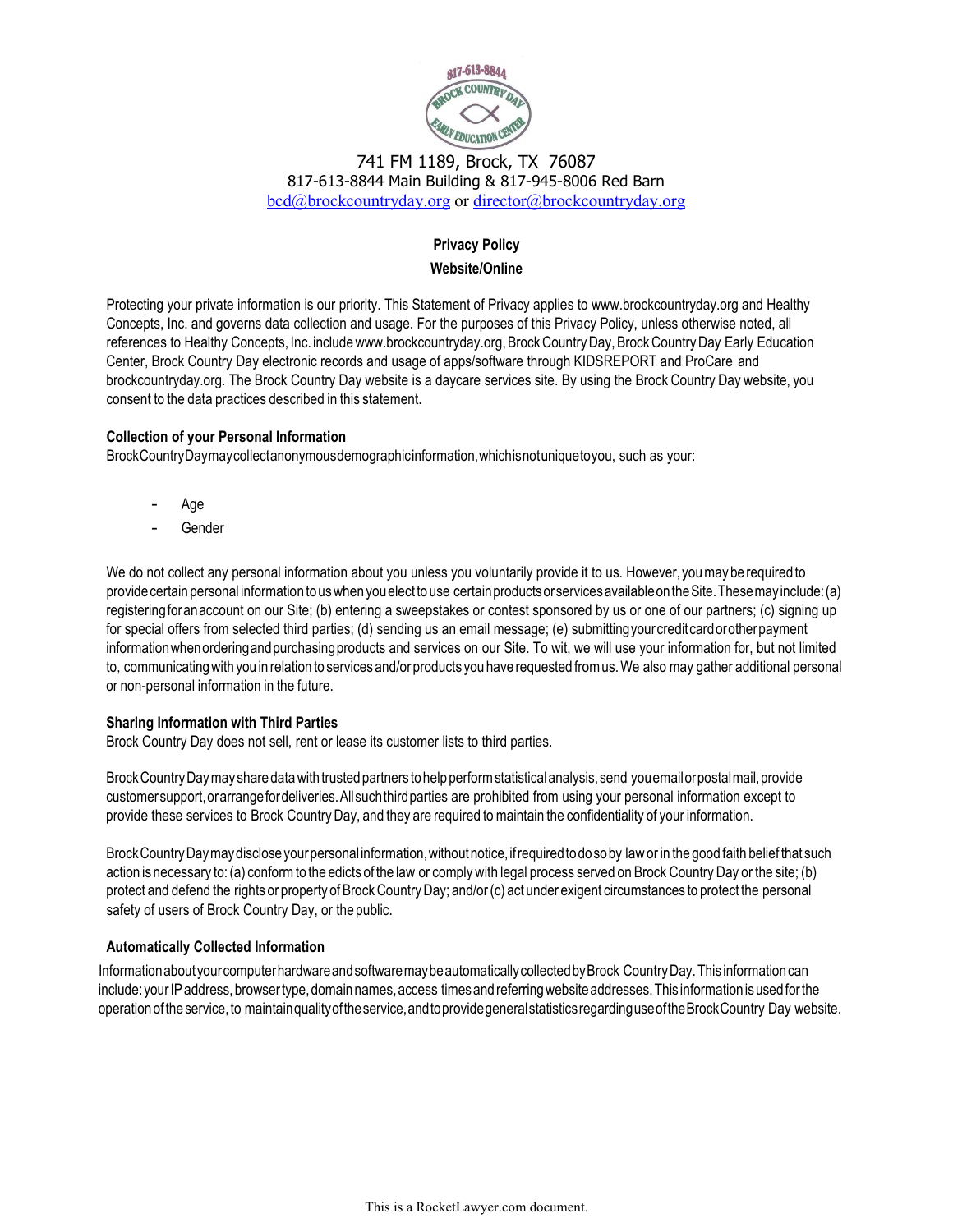741 FM 1189, Brock, TX 76087
817-613-8844 Main Building & 817-945-8006 Red Barn
bcd@brockcountryday.org or director@brockcountryday.org

## Privacy Policy

## Website/Online

Protecting your private information is our priority. This Statement of Privacy applies to www.brockcountryday.org and Healthy Concepts, Inc. and governs data collection and usage. For the purposes of this Privacy Policy, unless otherwise noted, all references to Healthy Concepts, Inc. include www.brockcountryday.org, Brock Country Day, Brock Country Day Early Education Center, Brock Country Day electronic records and usage of apps/software through KIDSREPORT and ProCare and brockcountryday.org. The Brock Country Day website is a daycare services site. By using the Brock Country Day website, you consent to the data practices described in this statement.

### Collection of your Personal Information

Brock Country Day may collect anonymous demographic information, which is not unique to you, such as your:

- Age
- Gender

We do not collect any personal information about you unless you voluntarily provide it to us. However, you may be required to provide certain personal information to us when you elect to use certain products or services available on the Site. These may include: (a) registering for an account on our Site; (b) entering a sweepstakes or contest sponsored by us or one of our partners; (c) signing up for special offers from selected third parties; (d) sending us an email message; (e) submitting your credit card or other payment information when ordering and purchasing products and services on our Site. To wit, we will use your information for, but not limited to, communicating with you in relation to services and/or products you have requested from us. We also may gather additional personal or non-personal information in the future.

### Sharing Information with Third Parties

Brock Country Day does not sell, rent or lease its customer lists to third parties.

Brock Country Day may share data with trusted partners to help perform statistical analysis, send you email or postal mail, provide customer support, or arrange for deliveries. All such third parties are prohibited from using your personal information except to provide these services to Brock Country Day, and they are required to maintain the confidentiality of your information.

Brock Country Day may disclose your personal information, without notice, if required to do so by law or in the good faith belief that such action is necessary to: (a) conform to the edicts of the law or comply with legal process served on Brock Country Day or the site; (b) protect and defend the rights or property of Brock Country Day; and/or (c) act under exigent circumstances to protect the personal safety of users of Brock Country Day, or the public.

### Automatically Collected Information

Information about your computer hardware and software may be automatically collected by Brock Country Day. This information can include: your IP address, browser type, domain names, access times and referring website addresses. This information is used for the operation of the service, to maintain quality of the service, and to provide general statistics regarding use of the Brock Country Day website.

This is a RocketLawyer.com document.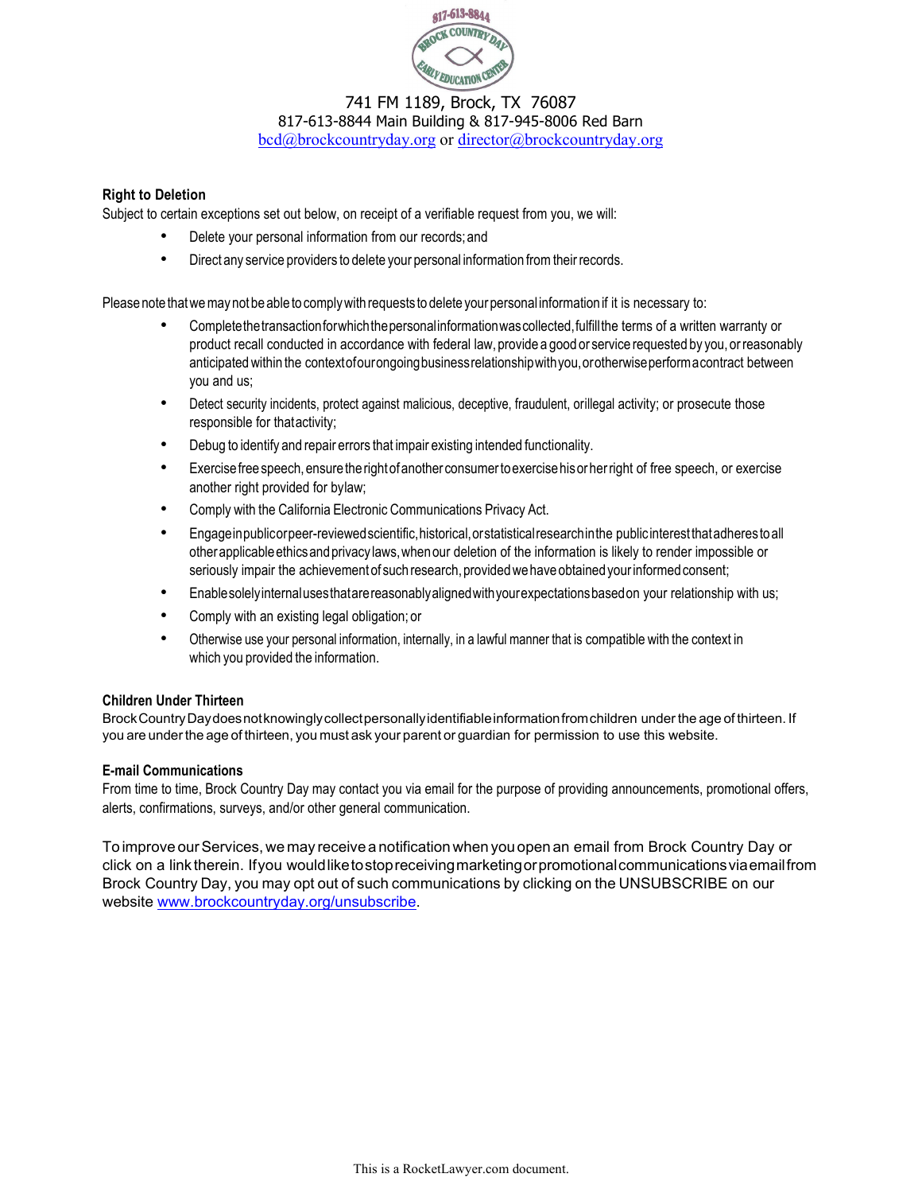741 FM 1189, Brock, TX 76087
817-613-8844 Main Building & 817-945-8006 Red Barn
bcd@brockcountryday.org or director@brockcountryday.org

**Right to Deletion**

Subject to certain exceptions set out below, on receipt of a verifiable request from you, we will:

- Delete your personal information from our records; and
- Direct any service providers to delete your personal information from their records.

Please note that we may not be able to comply with requests to delete your personal information if it is necessary to:

- Complete the transaction for which the personal information was collected, fulfill the terms of a written warranty or product recall conducted in accordance with federal law, provide a good or service requested by you, or reasonably anticipated within the context of our ongoing business relationship with you, or otherwise perform a contract between you and us;
- Detect security incidents, protect against malicious, deceptive, fraudulent, or illegal activity; or prosecute those responsible for that activity;
- Debug to identify and repair errors that impair existing intended functionality.
- Exercise free speech, ensure the right of another consumer to exercise his or her right of free speech, or exercise another right provided for by law;
- Comply with the California Electronic Communications Privacy Act.
- Engage in public or peer-reviewed scientific, historical, or statistical research in the public interest that adheres to all other applicable ethics and privacy laws, when our deletion of the information is likely to render impossible or seriously impair the achievement of such research, provided we have obtained your informed consent;
- Enable solely internal uses that are reasonably aligned with your expectations based on your relationship with us;
- Comply with an existing legal obligation; or
- Otherwise use your personal information, internally, in a lawful manner that is compatible with the context in which you provided the information.

**Children Under Thirteen**

Brock Country Day does not knowingly collect personally identifiable information from children under the age of thirteen. If you are under the age of thirteen, you must ask your parent or guardian for permission to use this website.

**E-mail Communications**

From time to time, Brock Country Day may contact you via email for the purpose of providing announcements, promotional offers, alerts, confirmations, surveys, and/or other general communication.

To improve our Services, we may receive a notification when you open an email from Brock Country Day or click on a link therein. If you would like to stop receiving marketing or promotional communications via email from Brock Country Day, you may opt out of such communications by clicking on the UNSUBSCRIBE on our website www.brockcountryday.org/unsubscribe.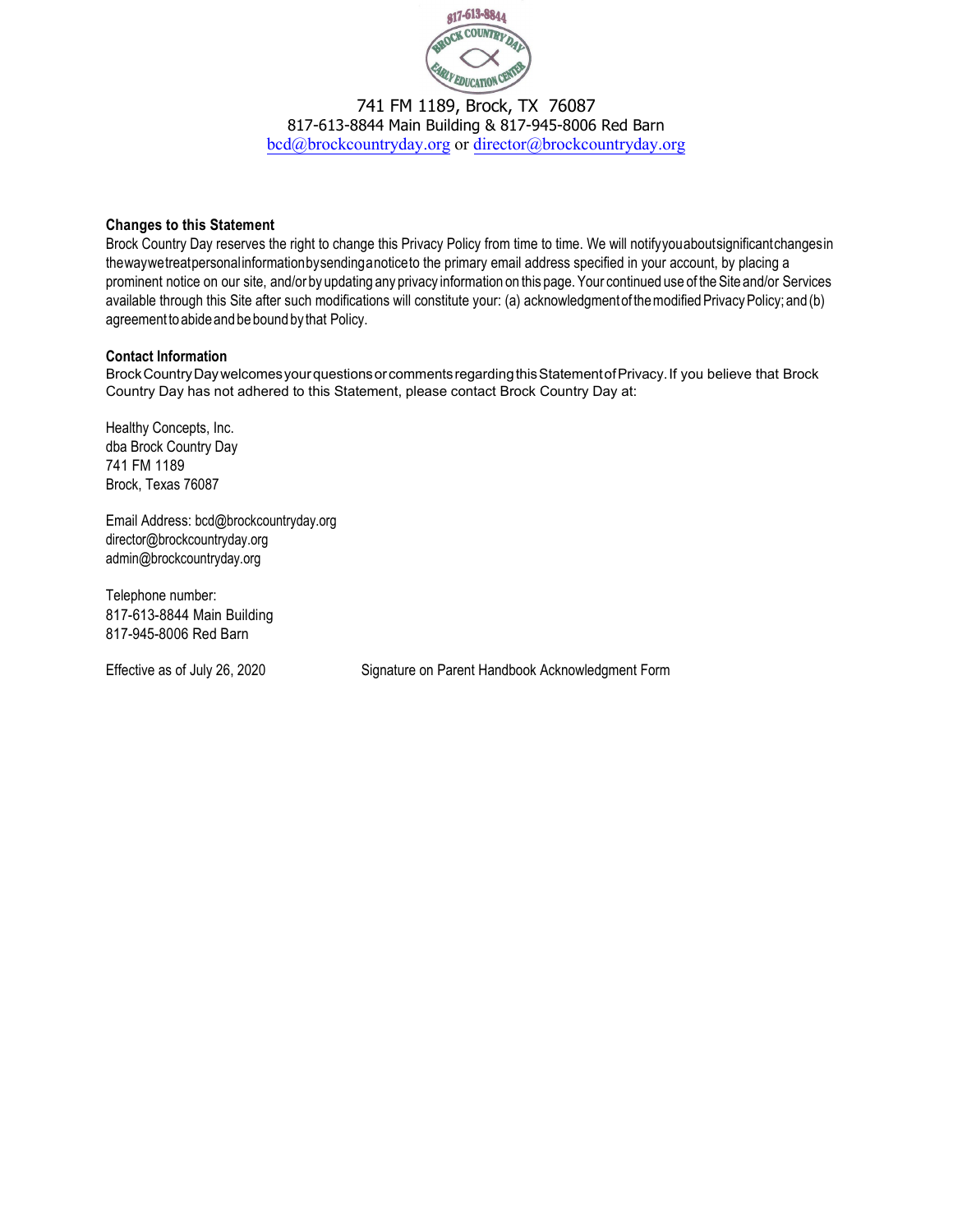741 FM 1189, Brock, TX 76087
817-613-8844 Main Building & 817-945-8006 Red Barn
bcd@brockcountryday.org or director@brockcountryday.org

**Changes to this Statement**

Brock Country Day reserves the right to change this Privacy Policy from time to time. We will notify you about significant changes in the way we treat personal information by sending a notice to the primary email address specified in your account, by placing a prominent notice on our site, and/or by updating any privacy information on this page. Your continued use of the Site and/or Services available through this Site after such modifications will constitute your: (a) acknowledgment of the modified Privacy Policy; and (b) agreement to abide and be bound by that Policy.

**Contact Information**

Brock Country Day welcomes your questions or comments regarding this Statement of Privacy. If you believe that Brock Country Day has not adhered to this Statement, please contact Brock Country Day at:

Healthy Concepts, Inc.
dba Brock Country Day
741 FM 1189
Brock, Texas 76087

Email Address: bcd@brockcountryday.org
director@brockcountryday.org
admin@brockcountryday.org

Telephone number:
817-613-8844 Main Building
817-945-8006 Red Barn

Effective as of July 26, 2020 Signature on Parent Handbook Acknowledgment Form